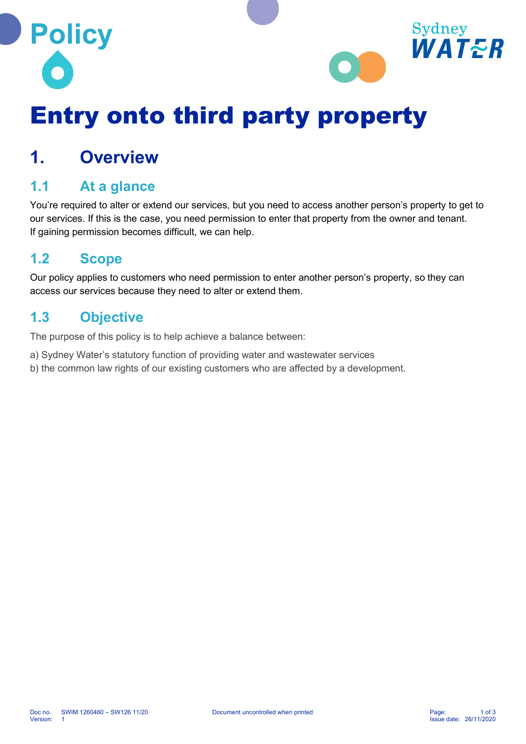Policy

# Entry onto third party property

## 1. Overview

### 1.1 At a glance

You're required to alter or extend our services, but you need to access another person's property to get to our services. If this is the case, you need permission to enter that property from the owner and tenant. If gaining permission becomes difficult, we can help.

### 1.2 Scope

Our policy applies to customers who need permission to enter another person's property, so they can access our services because they need to alter or extend them.

### 1.3 Objective

The purpose of this policy is to help achieve a balance between:

a) Sydney Water's statutory function of providing water and wastewater services
b) the common law rights of our existing customers who are affected by a development.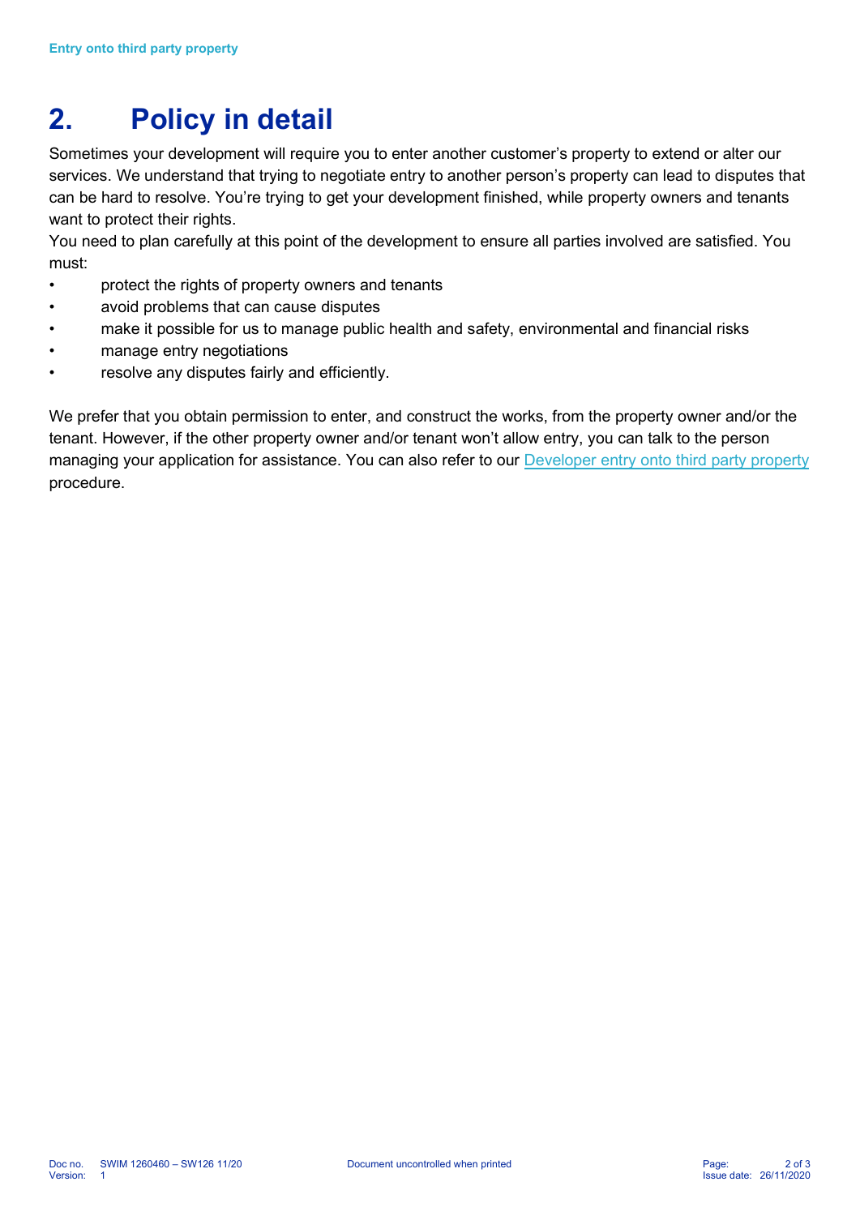# 2. Policy in detail

Sometimes your development will require you to enter another customer's property to extend or alter our services. We understand that trying to negotiate entry to another person's property can lead to disputes that can be hard to resolve. You're trying to get your development finished, while property owners and tenants want to protect their rights.

You need to plan carefully at this point of the development to ensure all parties involved are satisfied. You must:

- protect the rights of property owners and tenants
- avoid problems that can cause disputes
- make it possible for us to manage public health and safety, environmental and financial risks
- manage entry negotiations
- resolve any disputes fairly and efficiently.

We prefer that you obtain permission to enter, and construct the works, from the property owner and/or the tenant. However, if the other property owner and/or tenant won't allow entry, you can talk to the person managing your application for assistance. You can also refer to our Developer entry onto third party property procedure.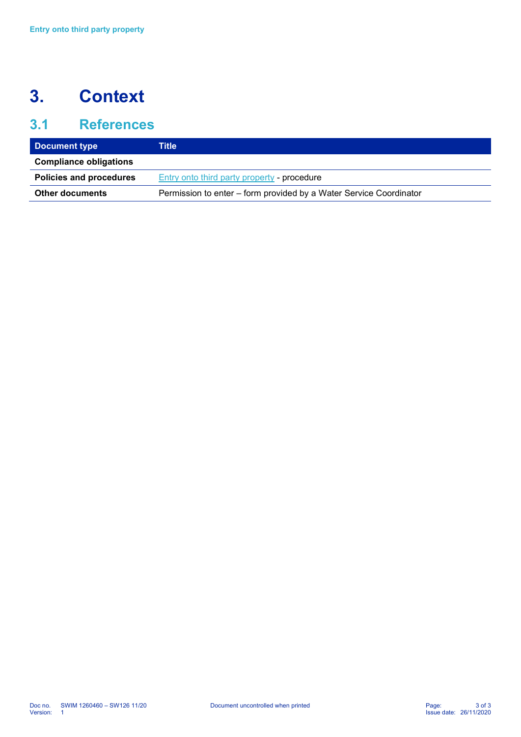# 3. Context

## 3.1 References

| Document type | Title |
| --- | --- |
| **Compliance obligations** | |
| **Policies and procedures** | Entry onto third party property - procedure |
| **Other documents** | Permission to enter – form provided by a Water Service Coordinator |